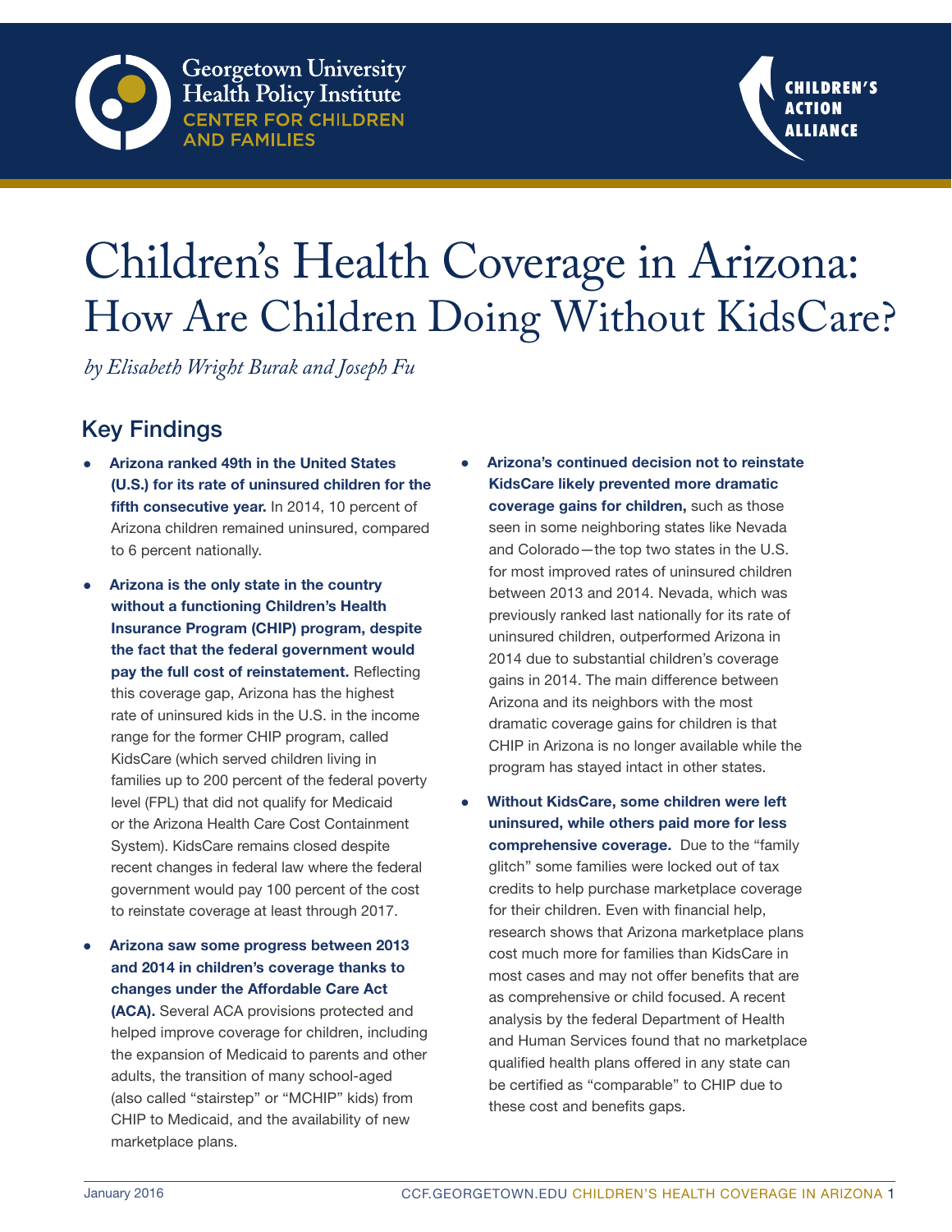Georgetown University Health Policy Institute
CENTER FOR CHILDREN AND FAMILIES

CHILDREN'S ACTION ALLIANCE

# Children's Health Coverage in Arizona: How Are Children Doing Without KidsCare?

*by Elisabeth Wright Burak and Joseph Fu*

## Key Findings

- **Arizona ranked 49th in the United States (U.S.) for its rate of uninsured children for the fifth consecutive year.** In 2014, 10 percent of Arizona children remained uninsured, compared to 6 percent nationally.
- **Arizona is the only state in the country without a functioning Children's Health Insurance Program (CHIP) program, despite the fact that the federal government would pay the full cost of reinstatement.** Reflecting this coverage gap, Arizona has the highest rate of uninsured kids in the U.S. in the income range for the former CHIP program, called KidsCare (which served children living in families up to 200 percent of the federal poverty level (FPL) that did not qualify for Medicaid or the Arizona Health Care Cost Containment System). KidsCare remains closed despite recent changes in federal law where the federal government would pay 100 percent of the cost to reinstate coverage at least through 2017.
- **Arizona saw some progress between 2013 and 2014 in children's coverage thanks to changes under the Affordable Care Act (ACA).** Several ACA provisions protected and helped improve coverage for children, including the expansion of Medicaid to parents and other adults, the transition of many school-aged (also called "stairstep" or "MCHIP" kids) from CHIP to Medicaid, and the availability of new marketplace plans.
- **Arizona's continued decision not to reinstate KidsCare likely prevented more dramatic coverage gains for children,** such as those seen in some neighboring states like Nevada and Colorado—the top two states in the U.S. for most improved rates of uninsured children between 2013 and 2014. Nevada, which was previously ranked last nationally for its rate of uninsured children, outperformed Arizona in 2014 due to substantial children's coverage gains in 2014. The main difference between Arizona and its neighbors with the most dramatic coverage gains for children is that CHIP in Arizona is no longer available while the program has stayed intact in other states.
- **Without KidsCare, some children were left uninsured, while others paid more for less comprehensive coverage.** Due to the "family glitch" some families were locked out of tax credits to help purchase marketplace coverage for their children. Even with financial help, research shows that Arizona marketplace plans cost much more for families than KidsCare in most cases and may not offer benefits that are as comprehensive or child focused. A recent analysis by the federal Department of Health and Human Services found that no marketplace qualified health plans offered in any state can be certified as "comparable" to CHIP due to these cost and benefits gaps.

January 2016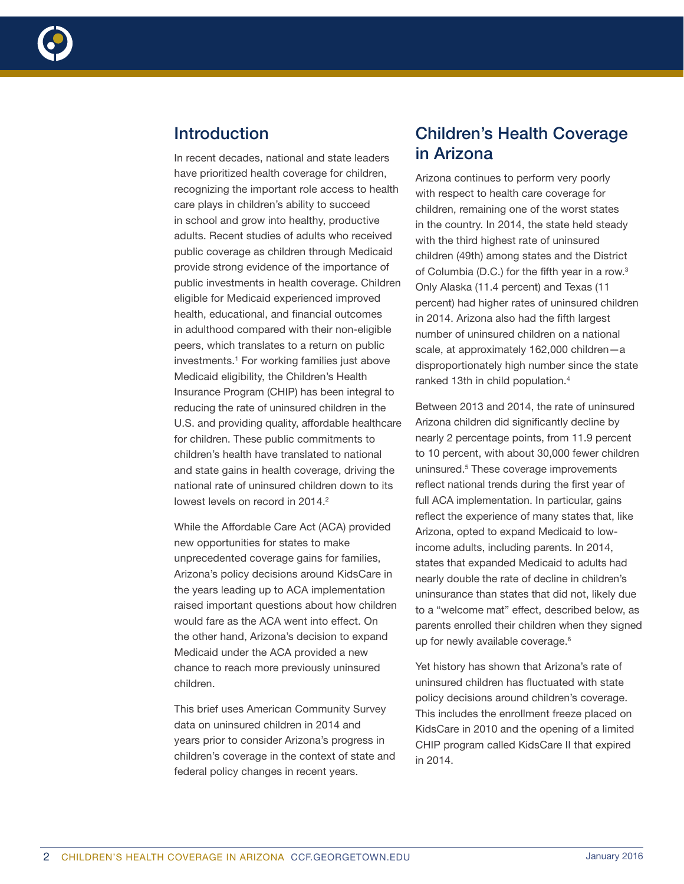## Introduction

In recent decades, national and state leaders have prioritized health coverage for children, recognizing the important role access to health care plays in children's ability to succeed in school and grow into healthy, productive adults. Recent studies of adults who received public coverage as children through Medicaid provide strong evidence of the importance of public investments in health coverage. Children eligible for Medicaid experienced improved health, educational, and financial outcomes in adulthood compared with their non-eligible peers, which translates to a return on public investments.[1] For working families just above Medicaid eligibility, the Children's Health Insurance Program (CHIP) has been integral to reducing the rate of uninsured children in the U.S. and providing quality, affordable healthcare for children. These public commitments to children's health have translated to national and state gains in health coverage, driving the national rate of uninsured children down to its lowest levels on record in 2014.[2]

While the Affordable Care Act (ACA) provided new opportunities for states to make unprecedented coverage gains for families, Arizona's policy decisions around KidsCare in the years leading up to ACA implementation raised important questions about how children would fare as the ACA went into effect. On the other hand, Arizona's decision to expand Medicaid under the ACA provided a new chance to reach more previously uninsured children.

This brief uses American Community Survey data on uninsured children in 2014 and years prior to consider Arizona's progress in children's coverage in the context of state and federal policy changes in recent years.

## Children's Health Coverage in Arizona

Arizona continues to perform very poorly with respect to health care coverage for children, remaining one of the worst states in the country. In 2014, the state held steady with the third highest rate of uninsured children (49th) among states and the District of Columbia (D.C.) for the fifth year in a row.[3] Only Alaska (11.4 percent) and Texas (11 percent) had higher rates of uninsured children in 2014. Arizona also had the fifth largest number of uninsured children on a national scale, at approximately 162,000 children—a disproportionately high number since the state ranked 13th in child population.[4]

Between 2013 and 2014, the rate of uninsured Arizona children did significantly decline by nearly 2 percentage points, from 11.9 percent to 10 percent, with about 30,000 fewer children uninsured.[5] These coverage improvements reflect national trends during the first year of full ACA implementation. In particular, gains reflect the experience of many states that, like Arizona, opted to expand Medicaid to low-income adults, including parents. In 2014, states that expanded Medicaid to adults had nearly double the rate of decline in children's uninsurance than states that did not, likely due to a "welcome mat" effect, described below, as parents enrolled their children when they signed up for newly available coverage.[6]

Yet history has shown that Arizona's rate of uninsured children has fluctuated with state policy decisions around children's coverage. This includes the enrollment freeze placed on KidsCare in 2010 and the opening of a limited CHIP program called KidsCare II that expired in 2014.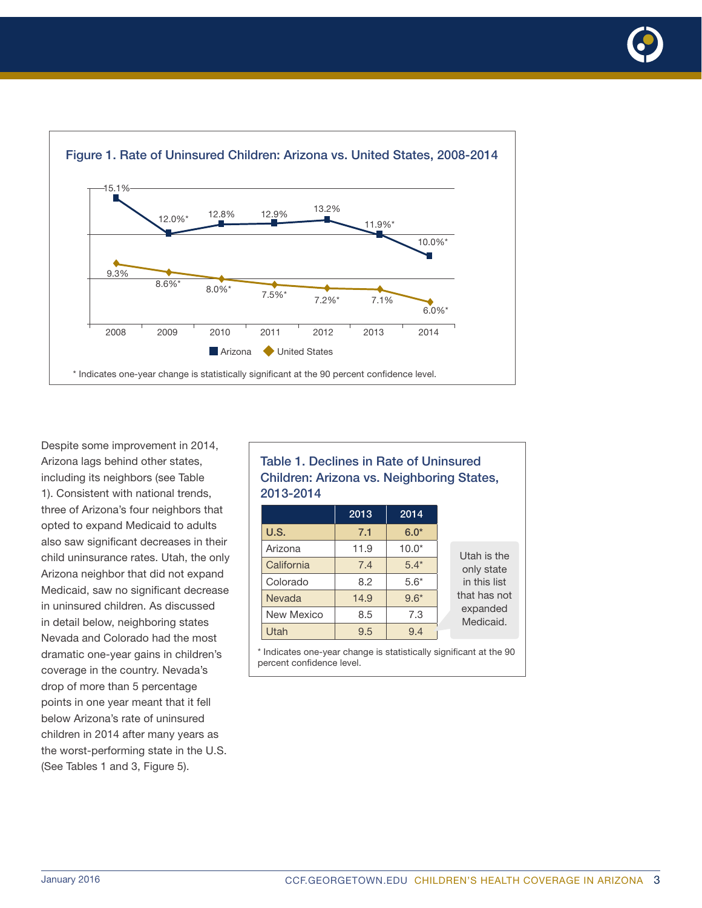**Figure 1. Rate of Uninsured Children: Arizona vs. United States, 2008-2014**

| Year | Arizona | United States |
|---|---|---|
| 2008 | 15.1% | 9.3% |
| 2009 | 12.0%* | 8.6%* |
| 2010 | 12.8% | 8.0%* |
| 2011 | 12.9% | 7.5%* |
| 2012 | 13.2% | 7.2%* |
| 2013 | 11.9%* | 7.1% |
| 2014 | 10.0%* | 6.0%* |

\* Indicates one-year change is statistically significant at the 90 percent confidence level.

Despite some improvement in 2014, Arizona lags behind other states, including its neighbors (see Table 1). Consistent with national trends, three of Arizona's four neighbors that opted to expand Medicaid to adults also saw significant decreases in their child uninsurance rates. Utah, the only Arizona neighbor that did not expand Medicaid, saw no significant decrease in uninsured children. As discussed in detail below, neighboring states Nevada and Colorado had the most dramatic one-year gains in children's coverage in the country. Nevada's drop of more than 5 percentage points in one year meant that it fell below Arizona's rate of uninsured children in 2014 after many years as the worst-performing state in the U.S. (See Tables 1 and 3, Figure 5).

**Table 1. Declines in Rate of Uninsured Children: Arizona vs. Neighboring States, 2013-2014**

| | 2013 | 2014 |
|---|---|---|
| **U.S.** | **7.1** | **6.0*** |
| Arizona | 11.9 | 10.0* |
| California | 7.4 | 5.4* |
| Colorado | 8.2 | 5.6* |
| Nevada | 14.9 | 9.6* |
| New Mexico | 8.5 | 7.3 |
| Utah | 9.5 | 9.4 |

Utah is the only state in this list that has not expanded Medicaid.

\* Indicates one-year change is statistically significant at the 90 percent confidence level.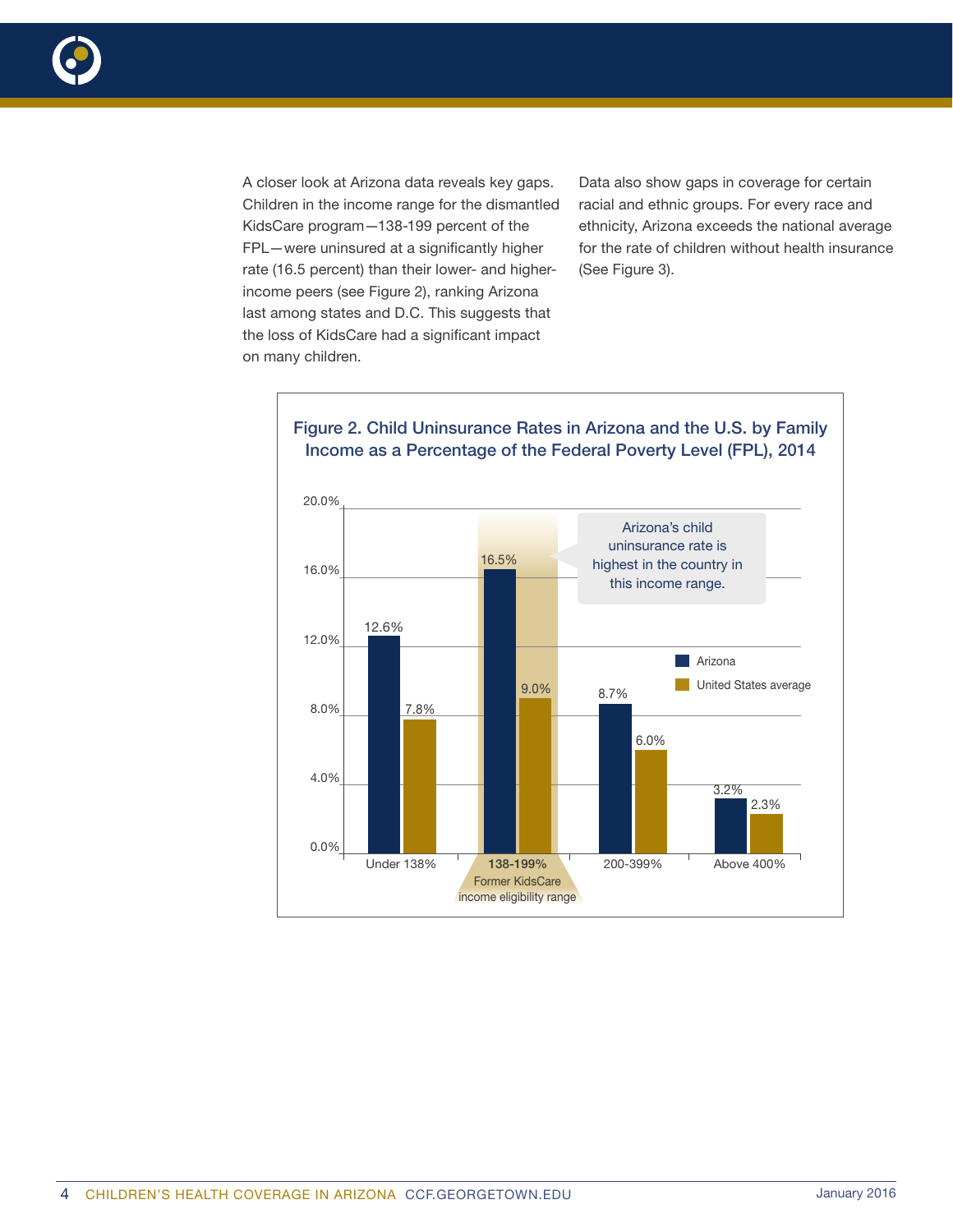A closer look at Arizona data reveals key gaps. Children in the income range for the dismantled KidsCare program—138-199 percent of the FPL—were uninsured at a significantly higher rate (16.5 percent) than their lower- and higher-income peers (see Figure 2), ranking Arizona last among states and D.C. This suggests that the loss of KidsCare had a significant impact on many children.

Data also show gaps in coverage for certain racial and ethnic groups. For every race and ethnicity, Arizona exceeds the national average for the rate of children without health insurance (See Figure 3).

**Figure 2. Child Uninsurance Rates in Arizona and the U.S. by Family Income as a Percentage of the Federal Poverty Level (FPL), 2014**

| Family income (% of FPL) | Arizona | United States average |
|---|---|---|
| Under 138% | 12.6% | 7.8% |
| 138-199% (Former KidsCare income eligibility range) | 16.5% | 9.0% |
| 200-399% | 8.7% | 6.0% |
| Above 400% | 3.2% | 2.3% |

Arizona's child uninsurance rate is highest in the country in this income range.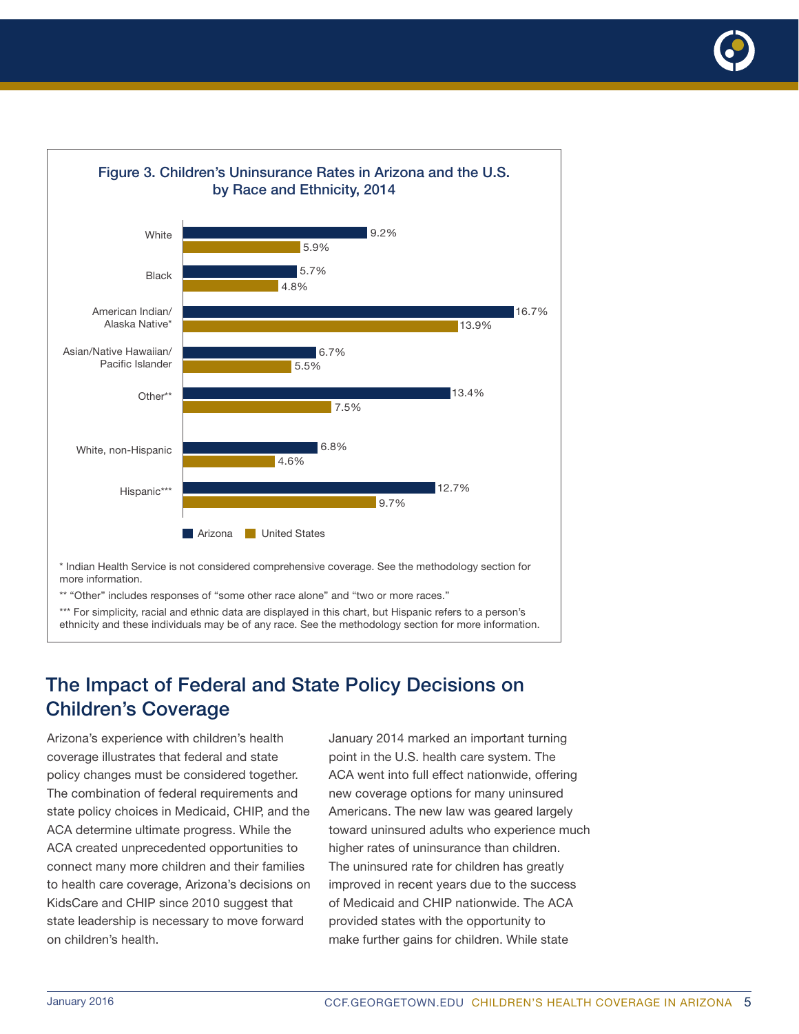**Figure 3. Children's Uninsurance Rates in Arizona and the U.S. by Race and Ethnicity, 2014**

| | Arizona | United States |
|---|---|---|
| White | 9.2% | 5.9% |
| Black | 5.7% | 4.8% |
| American Indian/Alaska Native* | 16.7% | 13.9% |
| Asian/Native Hawaiian/Pacific Islander | 6.7% | 5.5% |
| Other** | 13.4% | 7.5% |
| White, non-Hispanic | 6.8% | 4.6% |
| Hispanic*** | 12.7% | 9.7% |

* Indian Health Service is not considered comprehensive coverage. See the methodology section for more information.

** "Other" includes responses of "some other race alone" and "two or more races."

*** For simplicity, racial and ethnic data are displayed in this chart, but Hispanic refers to a person's ethnicity and these individuals may be of any race. See the methodology section for more information.

## The Impact of Federal and State Policy Decisions on Children's Coverage

Arizona's experience with children's health coverage illustrates that federal and state policy changes must be considered together. The combination of federal requirements and state policy choices in Medicaid, CHIP, and the ACA determine ultimate progress. While the ACA created unprecedented opportunities to connect many more children and their families to health care coverage, Arizona's decisions on KidsCare and CHIP since 2010 suggest that state leadership is necessary to move forward on children's health.

January 2014 marked an important turning point in the U.S. health care system. The ACA went into full effect nationwide, offering new coverage options for many uninsured Americans. The new law was geared largely toward uninsured adults who experience much higher rates of uninsurance than children. The uninsured rate for children has greatly improved in recent years due to the success of Medicaid and CHIP nationwide. The ACA provided states with the opportunity to make further gains for children. While state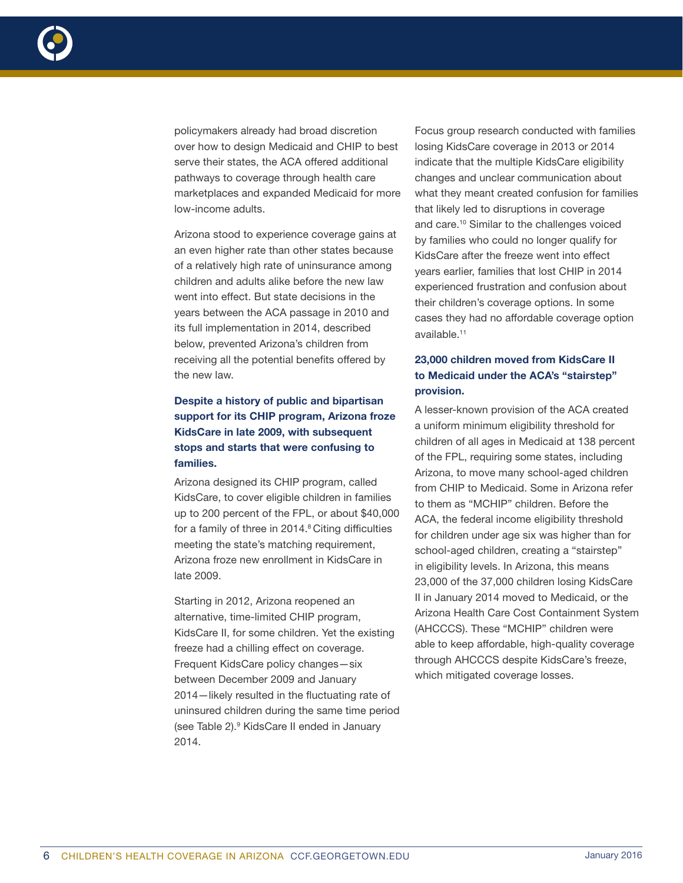policymakers already had broad discretion over how to design Medicaid and CHIP to best serve their states, the ACA offered additional pathways to coverage through health care marketplaces and expanded Medicaid for more low-income adults.

Arizona stood to experience coverage gains at an even higher rate than other states because of a relatively high rate of uninsurance among children and adults alike before the new law went into effect. But state decisions in the years between the ACA passage in 2010 and its full implementation in 2014, described below, prevented Arizona's children from receiving all the potential benefits offered by the new law.

### Despite a history of public and bipartisan support for its CHIP program, Arizona froze KidsCare in late 2009, with subsequent stops and starts that were confusing to families.

Arizona designed its CHIP program, called KidsCare, to cover eligible children in families up to 200 percent of the FPL, or about $40,000 for a family of three in 2014.[8] Citing difficulties meeting the state's matching requirement, Arizona froze new enrollment in KidsCare in late 2009.

Starting in 2012, Arizona reopened an alternative, time-limited CHIP program, KidsCare II, for some children. Yet the existing freeze had a chilling effect on coverage. Frequent KidsCare policy changes—six between December 2009 and January 2014—likely resulted in the fluctuating rate of uninsured children during the same time period (see Table 2).[9] KidsCare II ended in January 2014.

Focus group research conducted with families losing KidsCare coverage in 2013 or 2014 indicate that the multiple KidsCare eligibility changes and unclear communication about what they meant created confusion for families that likely led to disruptions in coverage and care.[10] Similar to the challenges voiced by families who could no longer qualify for KidsCare after the freeze went into effect years earlier, families that lost CHIP in 2014 experienced frustration and confusion about their children's coverage options. In some cases they had no affordable coverage option available.[11]

### 23,000 children moved from KidsCare II to Medicaid under the ACA's "stairstep" provision.

A lesser-known provision of the ACA created a uniform minimum eligibility threshold for children of all ages in Medicaid at 138 percent of the FPL, requiring some states, including Arizona, to move many school-aged children from CHIP to Medicaid. Some in Arizona refer to them as "MCHIP" children. Before the ACA, the federal income eligibility threshold for children under age six was higher than for school-aged children, creating a "stairstep" in eligibility levels. In Arizona, this means 23,000 of the 37,000 children losing KidsCare II in January 2014 moved to Medicaid, or the Arizona Health Care Cost Containment System (AHCCCS). These "MCHIP" children were able to keep affordable, high-quality coverage through AHCCCS despite KidsCare's freeze, which mitigated coverage losses.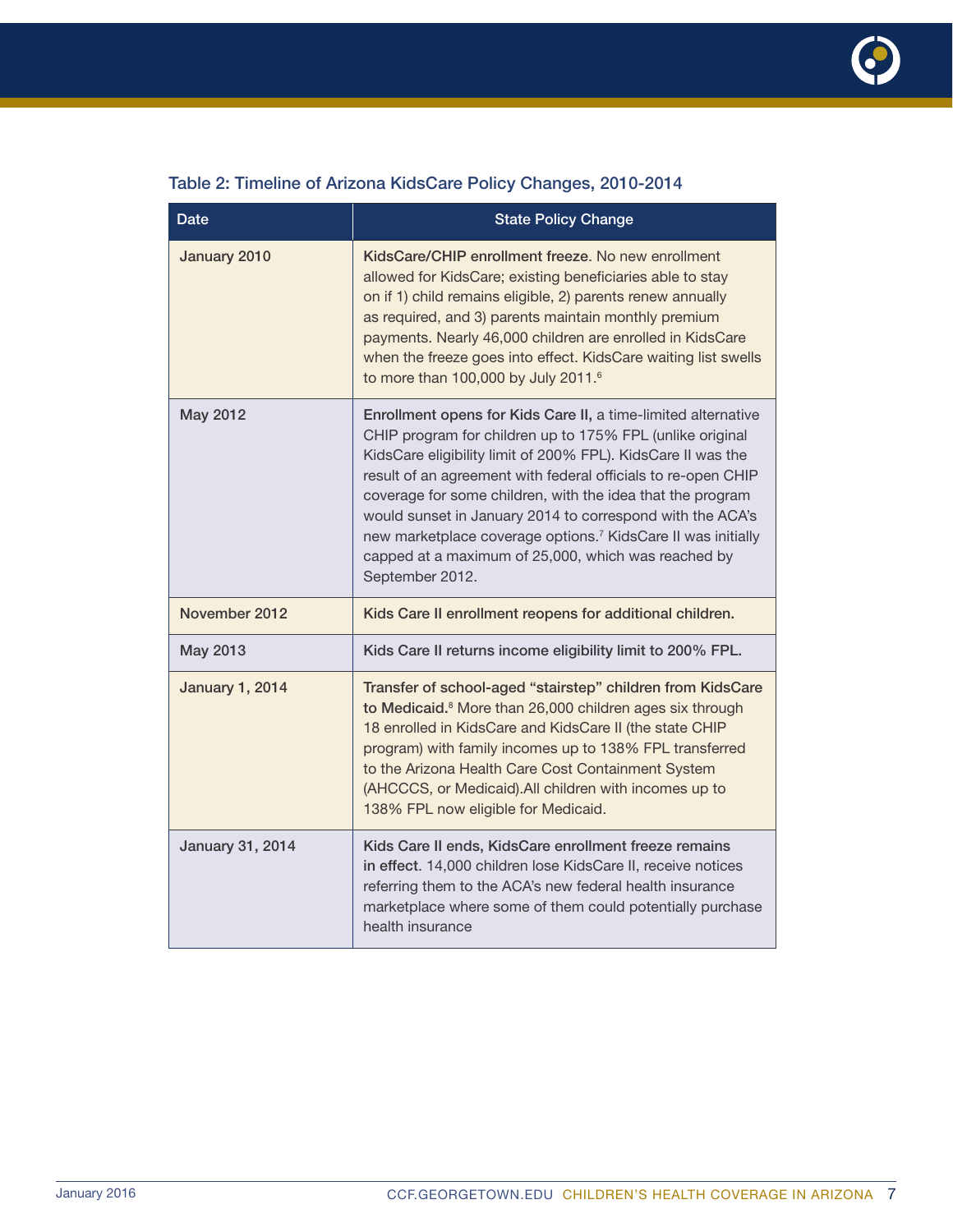### Table 2: Timeline of Arizona KidsCare Policy Changes, 2010-2014

| Date | State Policy Change |
|---|---|
| January 2010 | **KidsCare/CHIP enrollment freeze**. No new enrollment allowed for KidsCare; existing beneficiaries able to stay on if 1) child remains eligible, 2) parents renew annually as required, and 3) parents maintain monthly premium payments. Nearly 46,000 children are enrolled in KidsCare when the freeze goes into effect. KidsCare waiting list swells to more than 100,000 by July 2011.[6] |
| May 2012 | **Enrollment opens for Kids Care II,** a time-limited alternative CHIP program for children up to 175% FPL (unlike original KidsCare eligibility limit of 200% FPL). KidsCare II was the result of an agreement with federal officials to re-open CHIP coverage for some children, with the idea that the program would sunset in January 2014 to correspond with the ACA's new marketplace coverage options.[7] KidsCare II was initially capped at a maximum of 25,000, which was reached by September 2012. |
| November 2012 | **Kids Care II enrollment reopens for additional children.** |
| May 2013 | **Kids Care II returns income eligibility limit to 200% FPL.** |
| January 1, 2014 | **Transfer of school-aged "stairstep" children from KidsCare to Medicaid.**[8] More than 26,000 children ages six through 18 enrolled in KidsCare and KidsCare II (the state CHIP program) with family incomes up to 138% FPL transferred to the Arizona Health Care Cost Containment System (AHCCCS, or Medicaid).All children with incomes up to 138% FPL now eligible for Medicaid. |
| January 31, 2014 | **Kids Care II ends, KidsCare enrollment freeze remains in effect**. 14,000 children lose KidsCare II, receive notices referring them to the ACA's new federal health insurance marketplace where some of them could potentially purchase health insurance |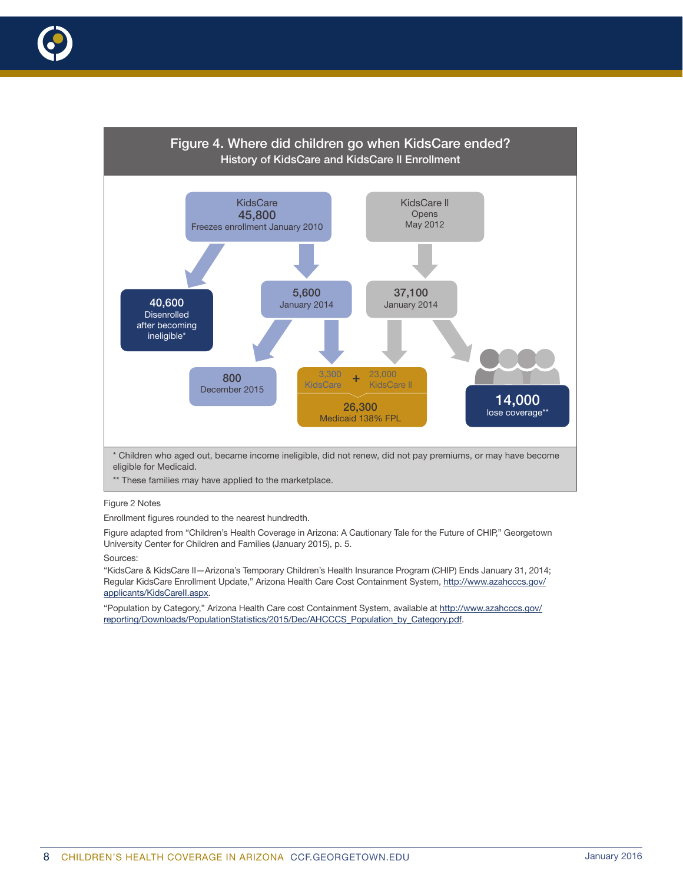## Figure 4. Where did children go when KidsCare ended?

### History of KidsCare and KidsCare II Enrollment

- **KidsCare** — **45,800** — Freezes enrollment January 2010
  - **40,600** — Disenrolled after becoming ineligible*
  - **5,600** — January 2014
    - **800** — December 2015
    - 3,300 KidsCare → Medicaid
- **KidsCare II** — Opens May 2012
  - **37,100** — January 2014
    - 23,000 KidsCare II → Medicaid
    - **14,000** lose coverage**
- 3,300 KidsCare + 23,000 KidsCare II = **26,300** Medicaid 138% FPL

\* Children who aged out, became income ineligible, did not renew, did not pay premiums, or may have become eligible for Medicaid.

\*\* These families may have applied to the marketplace.

Figure 2 Notes

Enrollment figures rounded to the nearest hundredth.

Figure adapted from "Children's Health Coverage in Arizona: A Cautionary Tale for the Future of CHIP," Georgetown University Center for Children and Families (January 2015), p. 5.

Sources:

"KidsCare & KidsCare II—Arizona's Temporary Children's Health Insurance Program (CHIP) Ends January 31, 2014; Regular KidsCare Enrollment Update," Arizona Health Care Cost Containment System, http://www.azahcccs.gov/applicants/KidsCareII.aspx.

"Population by Category," Arizona Health Care cost Containment System, available at http://www.azahcccs.gov/reporting/Downloads/PopulationStatistics/2015/Dec/AHCCCS_Population_by_Category.pdf.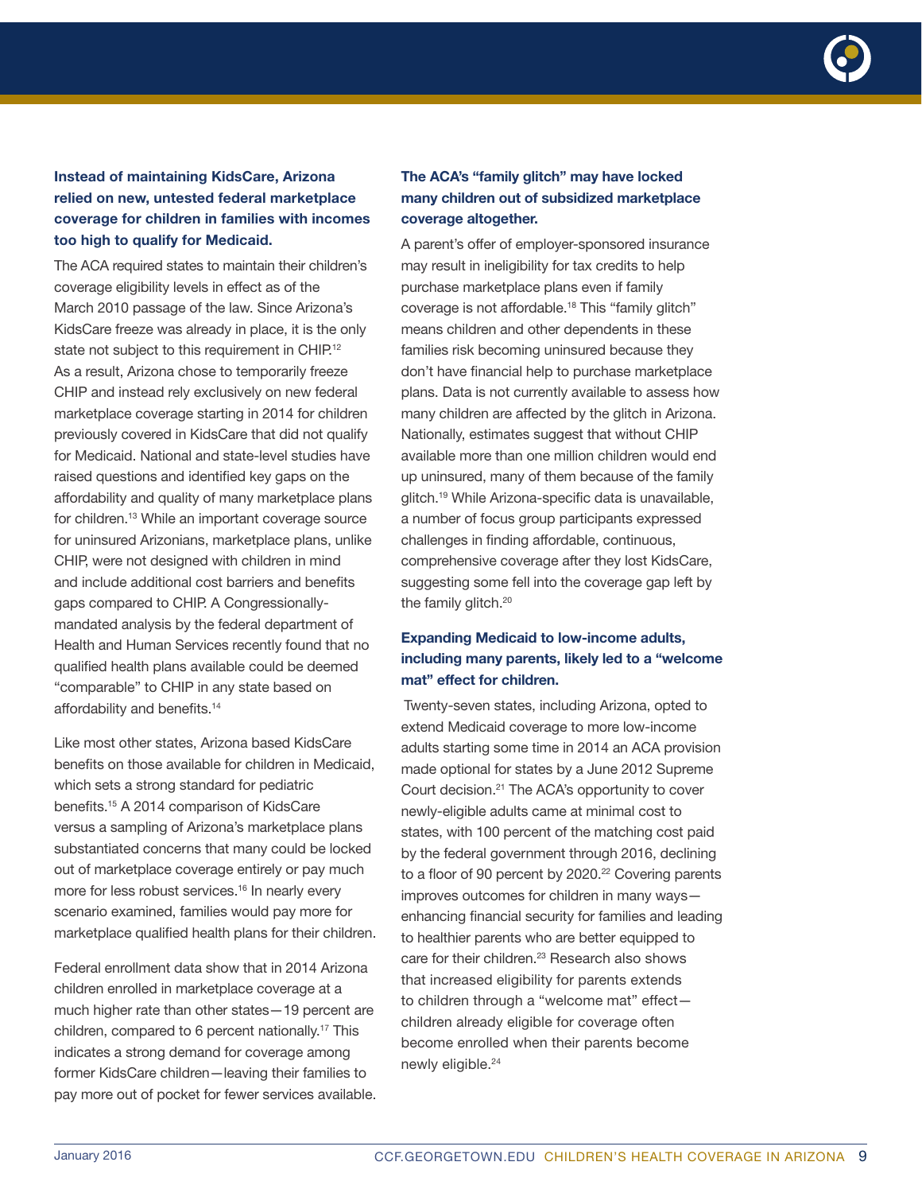### Instead of maintaining KidsCare, Arizona relied on new, untested federal marketplace coverage for children in families with incomes too high to qualify for Medicaid.

The ACA required states to maintain their children's coverage eligibility levels in effect as of the March 2010 passage of the law. Since Arizona's KidsCare freeze was already in place, it is the only state not subject to this requirement in CHIP.[12] As a result, Arizona chose to temporarily freeze CHIP and instead rely exclusively on new federal marketplace coverage starting in 2014 for children previously covered in KidsCare that did not qualify for Medicaid. National and state-level studies have raised questions and identified key gaps on the affordability and quality of many marketplace plans for children.[13] While an important coverage source for uninsured Arizonians, marketplace plans, unlike CHIP, were not designed with children in mind and include additional cost barriers and benefits gaps compared to CHIP. A Congressionally-mandated analysis by the federal department of Health and Human Services recently found that no qualified health plans available could be deemed "comparable" to CHIP in any state based on affordability and benefits.[14]

Like most other states, Arizona based KidsCare benefits on those available for children in Medicaid, which sets a strong standard for pediatric benefits.[15] A 2014 comparison of KidsCare versus a sampling of Arizona's marketplace plans substantiated concerns that many could be locked out of marketplace coverage entirely or pay much more for less robust services.[16] In nearly every scenario examined, families would pay more for marketplace qualified health plans for their children.

Federal enrollment data show that in 2014 Arizona children enrolled in marketplace coverage at a much higher rate than other states—19 percent are children, compared to 6 percent nationally.[17] This indicates a strong demand for coverage among former KidsCare children—leaving their families to pay more out of pocket for fewer services available.

### The ACA's "family glitch" may have locked many children out of subsidized marketplace coverage altogether.

A parent's offer of employer-sponsored insurance may result in ineligibility for tax credits to help purchase marketplace plans even if family coverage is not affordable.[18] This "family glitch" means children and other dependents in these families risk becoming uninsured because they don't have financial help to purchase marketplace plans. Data is not currently available to assess how many children are affected by the glitch in Arizona. Nationally, estimates suggest that without CHIP available more than one million children would end up uninsured, many of them because of the family glitch.[19] While Arizona-specific data is unavailable, a number of focus group participants expressed challenges in finding affordable, continuous, comprehensive coverage after they lost KidsCare, suggesting some fell into the coverage gap left by the family glitch.[20]

### Expanding Medicaid to low-income adults, including many parents, likely led to a "welcome mat" effect for children.

Twenty-seven states, including Arizona, opted to extend Medicaid coverage to more low-income adults starting some time in 2014 an ACA provision made optional for states by a June 2012 Supreme Court decision.[21] The ACA's opportunity to cover newly-eligible adults came at minimal cost to states, with 100 percent of the matching cost paid by the federal government through 2016, declining to a floor of 90 percent by 2020.[22] Covering parents improves outcomes for children in many ways—enhancing financial security for families and leading to healthier parents who are better equipped to care for their children.[23] Research also shows that increased eligibility for parents extends to children through a "welcome mat" effect—children already eligible for coverage often become enrolled when their parents become newly eligible.[24]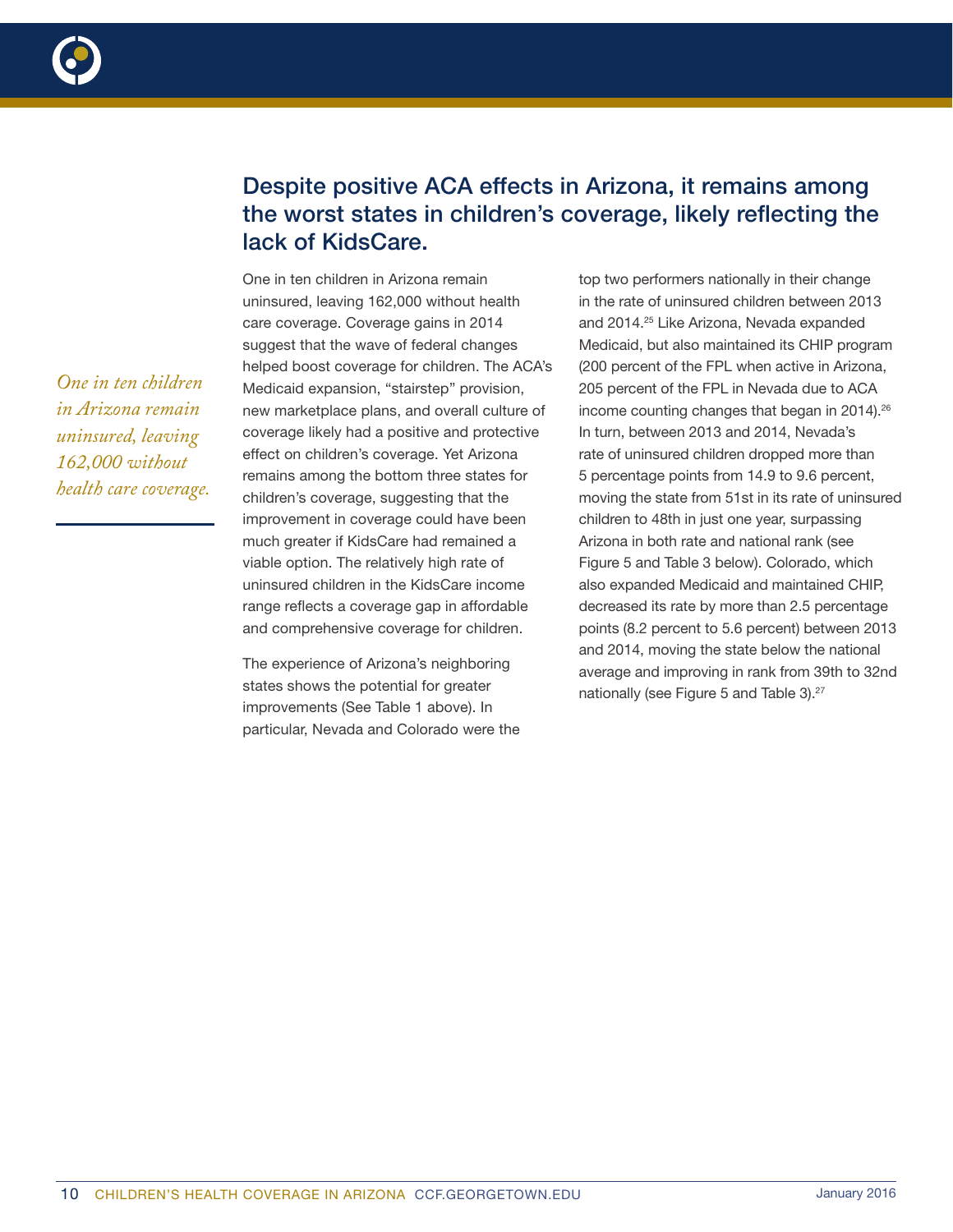## Despite positive ACA effects in Arizona, it remains among the worst states in children's coverage, likely reflecting the lack of KidsCare.

*One in ten children in Arizona remain uninsured, leaving 162,000 without health care coverage.*

One in ten children in Arizona remain uninsured, leaving 162,000 without health care coverage. Coverage gains in 2014 suggest that the wave of federal changes helped boost coverage for children. The ACA's Medicaid expansion, "stairstep" provision, new marketplace plans, and overall culture of coverage likely had a positive and protective effect on children's coverage. Yet Arizona remains among the bottom three states for children's coverage, suggesting that the improvement in coverage could have been much greater if KidsCare had remained a viable option. The relatively high rate of uninsured children in the KidsCare income range reflects a coverage gap in affordable and comprehensive coverage for children.

The experience of Arizona's neighboring states shows the potential for greater improvements (See Table 1 above). In particular, Nevada and Colorado were the top two performers nationally in their change in the rate of uninsured children between 2013 and 2014.[25] Like Arizona, Nevada expanded Medicaid, but also maintained its CHIP program (200 percent of the FPL when active in Arizona, 205 percent of the FPL in Nevada due to ACA income counting changes that began in 2014).[26] In turn, between 2013 and 2014, Nevada's rate of uninsured children dropped more than 5 percentage points from 14.9 to 9.6 percent, moving the state from 51st in its rate of uninsured children to 48th in just one year, surpassing Arizona in both rate and national rank (see Figure 5 and Table 3 below). Colorado, which also expanded Medicaid and maintained CHIP, decreased its rate by more than 2.5 percentage points (8.2 percent to 5.6 percent) between 2013 and 2014, moving the state below the national average and improving in rank from 39th to 32nd nationally (see Figure 5 and Table 3).[27]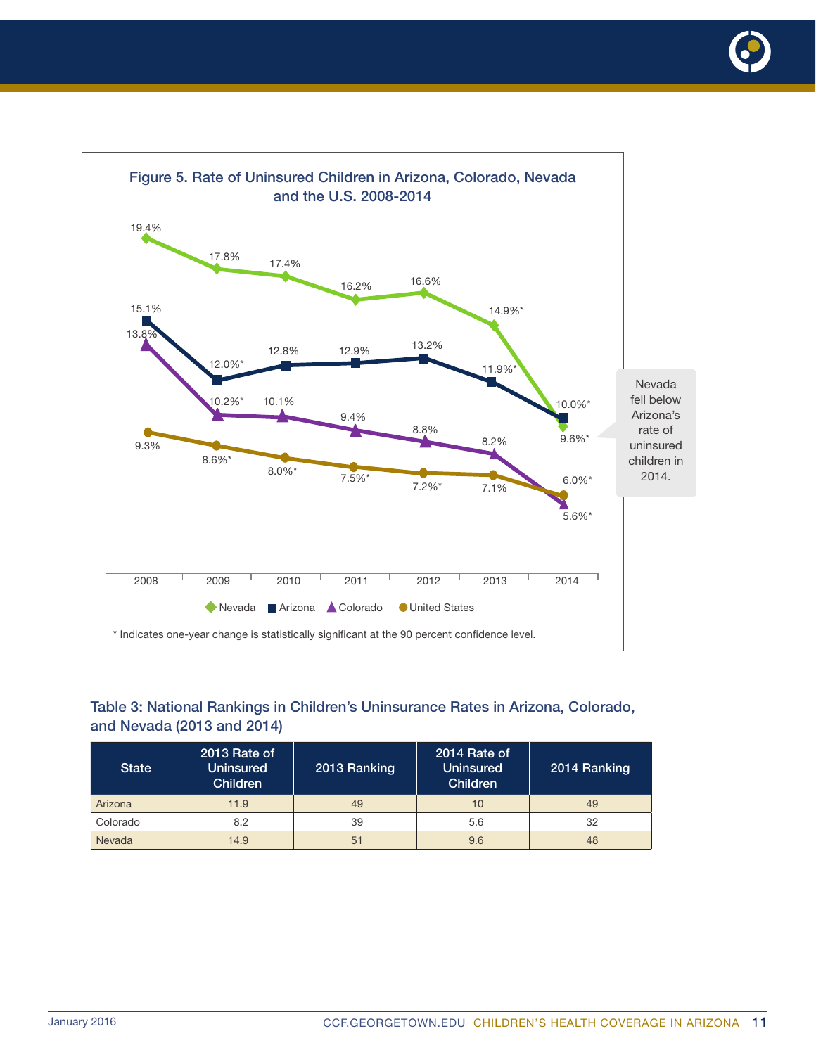**Figure 5. Rate of Uninsured Children in Arizona, Colorado, Nevada and the U.S. 2008-2014**

| Year | Nevada | Arizona | Colorado | United States |
|---|---|---|---|---|
| 2008 | 19.4% | 15.1% | 13.8% | 9.3% |
| 2009 | 17.8% | 12.0%* | 10.2%* | 8.6%* |
| 2010 | 17.4% | 12.8% | 10.1% | 8.0%* |
| 2011 | 16.2% | 12.9% | 9.4% | 7.5%* |
| 2012 | 16.6% | 13.2% | 8.8% | 7.2%* |
| 2013 | 14.9%* | 11.9%* | 8.2% | 7.1% |
| 2014 | 9.6%* | 10.0%* | 5.6%* | 6.0%* |

Nevada fell below Arizona's rate of uninsured children in 2014.

\* Indicates one-year change is statistically significant at the 90 percent confidence level.

### Table 3: National Rankings in Children's Uninsurance Rates in Arizona, Colorado, and Nevada (2013 and 2014)

| State | 2013 Rate of Uninsured Children | 2013 Ranking | 2014 Rate of Uninsured Children | 2014 Ranking |
|---|---|---|---|---|
| Arizona | 11.9 | 49 | 10 | 49 |
| Colorado | 8.2 | 39 | 5.6 | 32 |
| Nevada | 14.9 | 51 | 9.6 | 48 |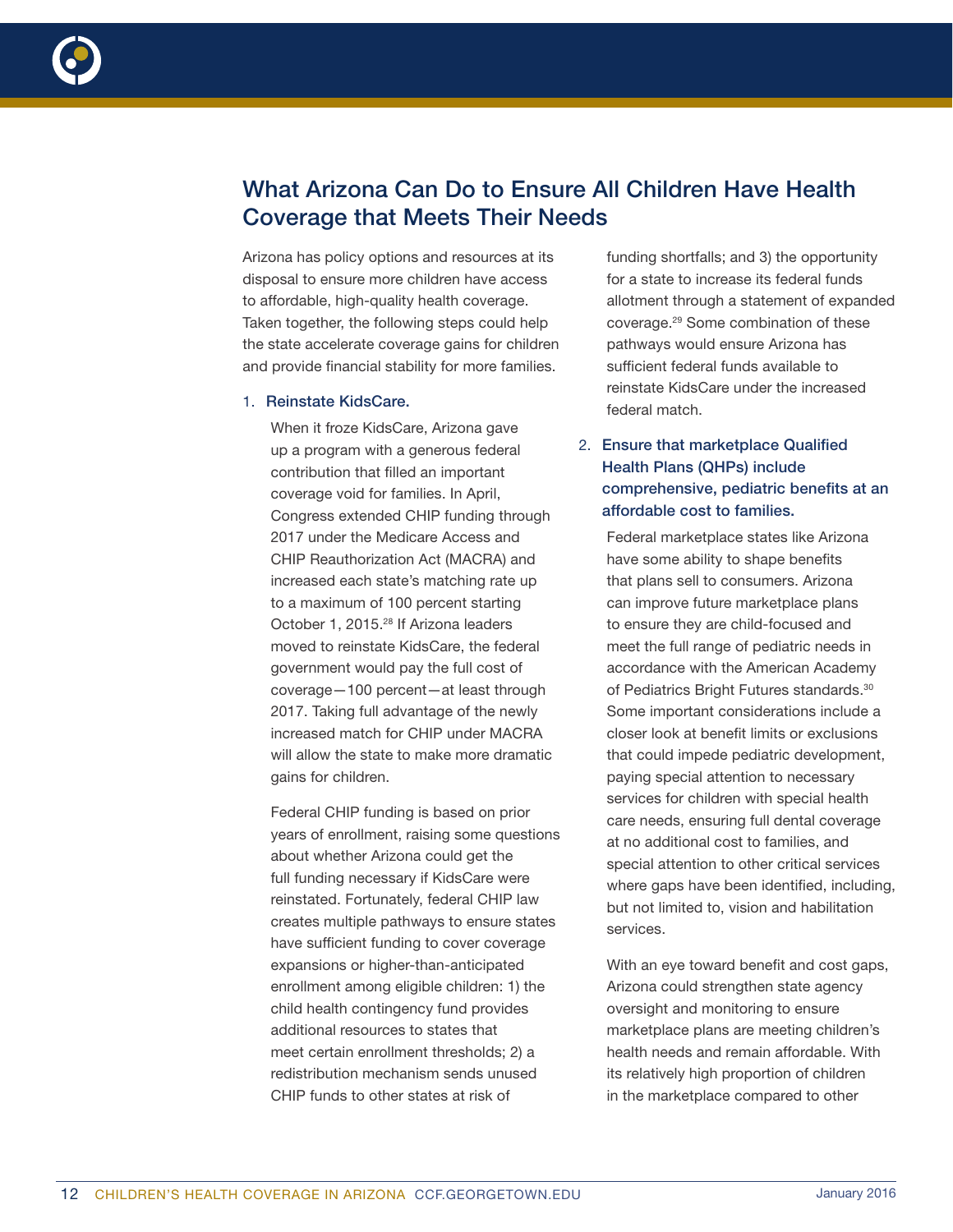## What Arizona Can Do to Ensure All Children Have Health Coverage that Meets Their Needs

Arizona has policy options and resources at its disposal to ensure more children have access to affordable, high-quality health coverage. Taken together, the following steps could help the state accelerate coverage gains for children and provide financial stability for more families.

1. **Reinstate KidsCare.**

   When it froze KidsCare, Arizona gave up a program with a generous federal contribution that filled an important coverage void for families. In April, Congress extended CHIP funding through 2017 under the Medicare Access and CHIP Reauthorization Act (MACRA) and increased each state's matching rate up to a maximum of 100 percent starting October 1, 2015.[28] If Arizona leaders moved to reinstate KidsCare, the federal government would pay the full cost of coverage—100 percent—at least through 2017. Taking full advantage of the newly increased match for CHIP under MACRA will allow the state to make more dramatic gains for children.

   Federal CHIP funding is based on prior years of enrollment, raising some questions about whether Arizona could get the full funding necessary if KidsCare were reinstated. Fortunately, federal CHIP law creates multiple pathways to ensure states have sufficient funding to cover coverage expansions or higher-than-anticipated enrollment among eligible children: 1) the child health contingency fund provides additional resources to states that meet certain enrollment thresholds; 2) a redistribution mechanism sends unused CHIP funds to other states at risk of funding shortfalls; and 3) the opportunity for a state to increase its federal funds allotment through a statement of expanded coverage.[29] Some combination of these pathways would ensure Arizona has sufficient federal funds available to reinstate KidsCare under the increased federal match.

2. **Ensure that marketplace Qualified Health Plans (QHPs) include comprehensive, pediatric benefits at an affordable cost to families.**

   Federal marketplace states like Arizona have some ability to shape benefits that plans sell to consumers. Arizona can improve future marketplace plans to ensure they are child-focused and meet the full range of pediatric needs in accordance with the American Academy of Pediatrics Bright Futures standards.[30] Some important considerations include a closer look at benefit limits or exclusions that could impede pediatric development, paying special attention to necessary services for children with special health care needs, ensuring full dental coverage at no additional cost to families, and special attention to other critical services where gaps have been identified, including, but not limited to, vision and habilitation services.

   With an eye toward benefit and cost gaps, Arizona could strengthen state agency oversight and monitoring to ensure marketplace plans are meeting children's health needs and remain affordable. With its relatively high proportion of children in the marketplace compared to other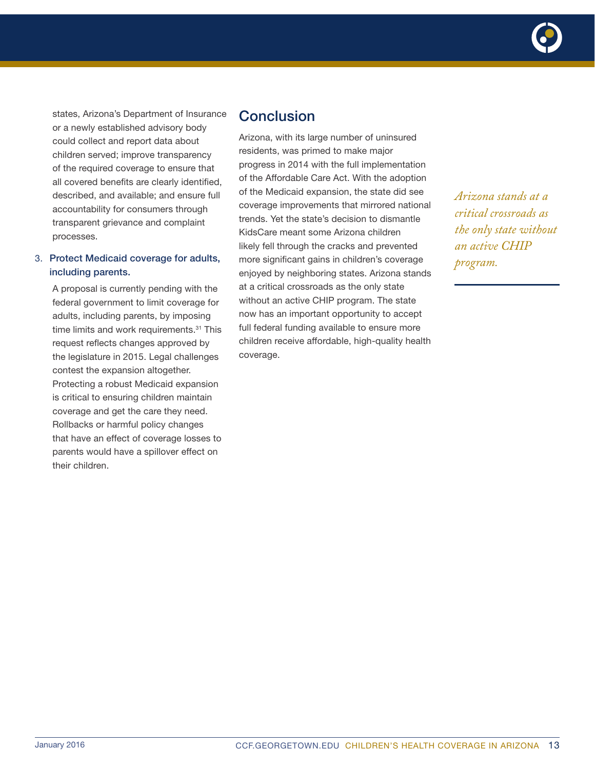states, Arizona's Department of Insurance or a newly established advisory body could collect and report data about children served; improve transparency of the required coverage to ensure that all covered benefits are clearly identified, described, and available; and ensure full accountability for consumers through transparent grievance and complaint processes.

3. **Protect Medicaid coverage for adults, including parents.**

   A proposal is currently pending with the federal government to limit coverage for adults, including parents, by imposing time limits and work requirements.[31] This request reflects changes approved by the legislature in 2015. Legal challenges contest the expansion altogether. Protecting a robust Medicaid expansion is critical to ensuring children maintain coverage and get the care they need. Rollbacks or harmful policy changes that have an effect of coverage losses to parents would have a spillover effect on their children.

## Conclusion

Arizona, with its large number of uninsured residents, was primed to make major progress in 2014 with the full implementation of the Affordable Care Act. With the adoption of the Medicaid expansion, the state did see coverage improvements that mirrored national trends. Yet the state's decision to dismantle KidsCare meant some Arizona children likely fell through the cracks and prevented more significant gains in children's coverage enjoyed by neighboring states. Arizona stands at a critical crossroads as the only state without an active CHIP program. The state now has an important opportunity to accept full federal funding available to ensure more children receive affordable, high-quality health coverage.

*Arizona stands at a critical crossroads as the only state without an active CHIP program.*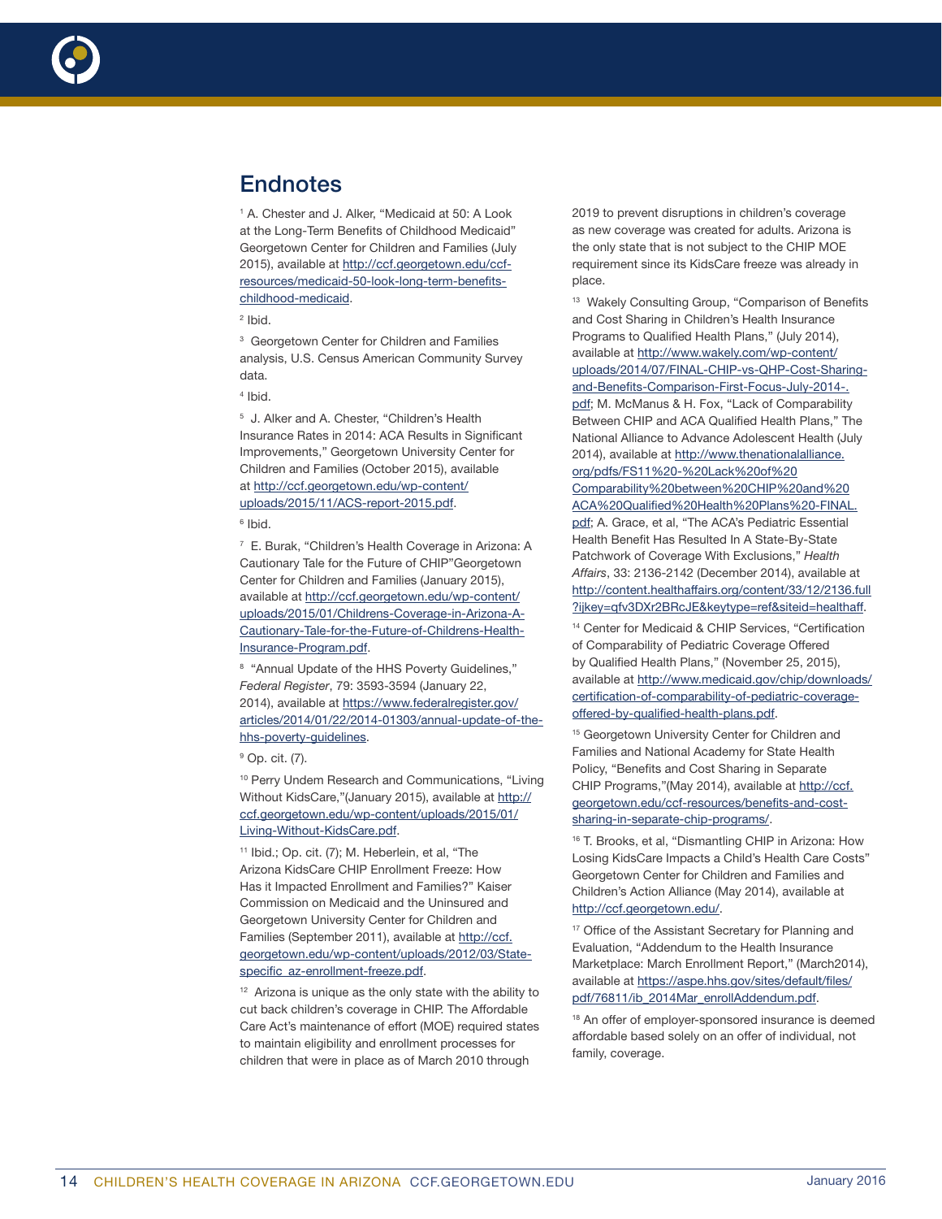## Endnotes

[1] A. Chester and J. Alker, "Medicaid at 50: A Look at the Long-Term Benefits of Childhood Medicaid" Georgetown Center for Children and Families (July 2015), available at http://ccf.georgetown.edu/ccf-resources/medicaid-50-look-long-term-benefits-childhood-medicaid.

[2] Ibid.

[3] Georgetown Center for Children and Families analysis, U.S. Census American Community Survey data.

[4] Ibid.

[5] J. Alker and A. Chester, "Children's Health Insurance Rates in 2014: ACA Results in Significant Improvements," Georgetown University Center for Children and Families (October 2015), available at http://ccf.georgetown.edu/wp-content/uploads/2015/11/ACS-report-2015.pdf.

[6] Ibid.

[7] E. Burak, "Children's Health Coverage in Arizona: A Cautionary Tale for the Future of CHIP"Georgetown Center for Children and Families (January 2015), available at http://ccf.georgetown.edu/wp-content/uploads/2015/01/Childrens-Coverage-in-Arizona-A-Cautionary-Tale-for-the-Future-of-Childrens-Health-Insurance-Program.pdf.

[8] "Annual Update of the HHS Poverty Guidelines," *Federal Register*, 79: 3593-3594 (January 22, 2014), available at https://www.federalregister.gov/articles/2014/01/22/2014-01303/annual-update-of-the-hhs-poverty-guidelines.

[9] Op. cit. (7).

[10] Perry Undem Research and Communications, "Living Without KidsCare,"(January 2015), available at http://ccf.georgetown.edu/wp-content/uploads/2015/01/Living-Without-KidsCare.pdf.

[11] Ibid.; Op. cit. (7); M. Heberlein, et al, "The Arizona KidsCare CHIP Enrollment Freeze: How Has it Impacted Enrollment and Families?" Kaiser Commission on Medicaid and the Uninsured and Georgetown University Center for Children and Families (September 2011), available at http://ccf.georgetown.edu/wp-content/uploads/2012/03/State-specific_az-enrollment-freeze.pdf.

[12] Arizona is unique as the only state with the ability to cut back children's coverage in CHIP. The Affordable Care Act's maintenance of effort (MOE) required states to maintain eligibility and enrollment processes for children that were in place as of March 2010 through 2019 to prevent disruptions in children's coverage as new coverage was created for adults. Arizona is the only state that is not subject to the CHIP MOE requirement since its KidsCare freeze was already in place.

[13] Wakely Consulting Group, "Comparison of Benefits and Cost Sharing in Children's Health Insurance Programs to Qualified Health Plans," (July 2014), available at http://www.wakely.com/wp-content/uploads/2014/07/FINAL-CHIP-vs-QHP-Cost-Sharing-and-Benefits-Comparison-First-Focus-July-2014-.pdf; M. McManus & H. Fox, "Lack of Comparability Between CHIP and ACA Qualified Health Plans," The National Alliance to Advance Adolescent Health (July 2014), available at http://www.thenationalalliance.org/pdfs/FS11%20-%20Lack%20of%20Comparability%20between%20CHIP%20and%20ACA%20Qualified%20Health%20Plans%20-FINAL.pdf; A. Grace, et al, "The ACA's Pediatric Essential Health Benefit Has Resulted In A State-By-State Patchwork of Coverage With Exclusions," *Health Affairs*, 33: 2136-2142 (December 2014), available at http://content.healthaffairs.org/content/33/12/2136.full?ijkey=qfv3DXr2BRcJE&keytype=ref&siteid=healthaff.

[14] Center for Medicaid & CHIP Services, "Certification of Comparability of Pediatric Coverage Offered by Qualified Health Plans," (November 25, 2015), available at http://www.medicaid.gov/chip/downloads/certification-of-comparability-of-pediatric-coverage-offered-by-qualified-health-plans.pdf.

[15] Georgetown University Center for Children and Families and National Academy for State Health Policy, "Benefits and Cost Sharing in Separate CHIP Programs,"(May 2014), available at http://ccf.georgetown.edu/ccf-resources/benefits-and-cost-sharing-in-separate-chip-programs/.

[16] T. Brooks, et al, "Dismantling CHIP in Arizona: How Losing KidsCare Impacts a Child's Health Care Costs" Georgetown Center for Children and Families and Children's Action Alliance (May 2014), available at http://ccf.georgetown.edu/.

[17] Office of the Assistant Secretary for Planning and Evaluation, "Addendum to the Health Insurance Marketplace: March Enrollment Report," (March2014), available at https://aspe.hhs.gov/sites/default/files/pdf/76811/ib_2014Mar_enrollAddendum.pdf.

[18] An offer of employer-sponsored insurance is deemed affordable based solely on an offer of individual, not family, coverage.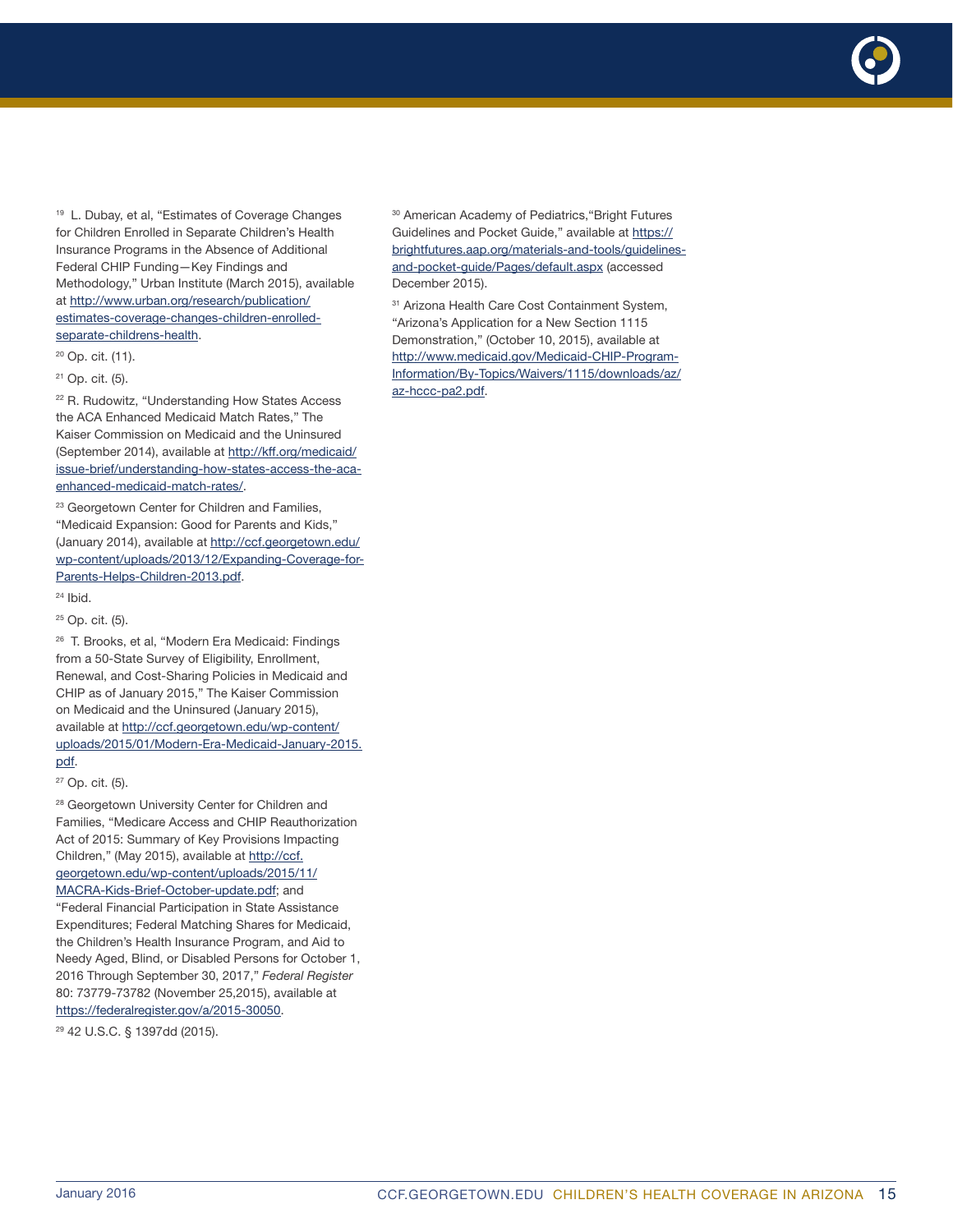[19] L. Dubay, et al, “Estimates of Coverage Changes for Children Enrolled in Separate Children’s Health Insurance Programs in the Absence of Additional Federal CHIP Funding—Key Findings and Methodology,” Urban Institute (March 2015), available at http://www.urban.org/research/publication/estimates-coverage-changes-children-enrolled-separate-childrens-health.

[20] Op. cit. (11).

[21] Op. cit. (5).

[22] R. Rudowitz, “Understanding How States Access the ACA Enhanced Medicaid Match Rates,” The Kaiser Commission on Medicaid and the Uninsured (September 2014), available at http://kff.org/medicaid/issue-brief/understanding-how-states-access-the-aca-enhanced-medicaid-match-rates/.

[23] Georgetown Center for Children and Families, “Medicaid Expansion: Good for Parents and Kids,” (January 2014), available at http://ccf.georgetown.edu/wp-content/uploads/2013/12/Expanding-Coverage-for-Parents-Helps-Children-2013.pdf.

[24] Ibid.

[25] Op. cit. (5).

[26] T. Brooks, et al, “Modern Era Medicaid: Findings from a 50-State Survey of Eligibility, Enrollment, Renewal, and Cost-Sharing Policies in Medicaid and CHIP as of January 2015,” The Kaiser Commission on Medicaid and the Uninsured (January 2015), available at http://ccf.georgetown.edu/wp-content/uploads/2015/01/Modern-Era-Medicaid-January-2015.pdf.

[27] Op. cit. (5).

[28] Georgetown University Center for Children and Families, “Medicare Access and CHIP Reauthorization Act of 2015: Summary of Key Provisions Impacting Children,” (May 2015), available at http://ccf.georgetown.edu/wp-content/uploads/2015/11/MACRA-Kids-Brief-October-update.pdf; and “Federal Financial Participation in State Assistance Expenditures; Federal Matching Shares for Medicaid, the Children’s Health Insurance Program, and Aid to Needy Aged, Blind, or Disabled Persons for October 1, 2016 Through September 30, 2017,” *Federal Register* 80: 73779-73782 (November 25,2015), available at https://federalregister.gov/a/2015-30050.

[29] 42 U.S.C. § 1397dd (2015).

[30] American Academy of Pediatrics,“Bright Futures Guidelines and Pocket Guide,” available at https://brightfutures.aap.org/materials-and-tools/guidelines-and-pocket-guide/Pages/default.aspx (accessed December 2015).

[31] Arizona Health Care Cost Containment System, “Arizona’s Application for a New Section 1115 Demonstration,” (October 10, 2015), available at http://www.medicaid.gov/Medicaid-CHIP-Program-Information/By-Topics/Waivers/1115/downloads/az/az-hccc-pa2.pdf.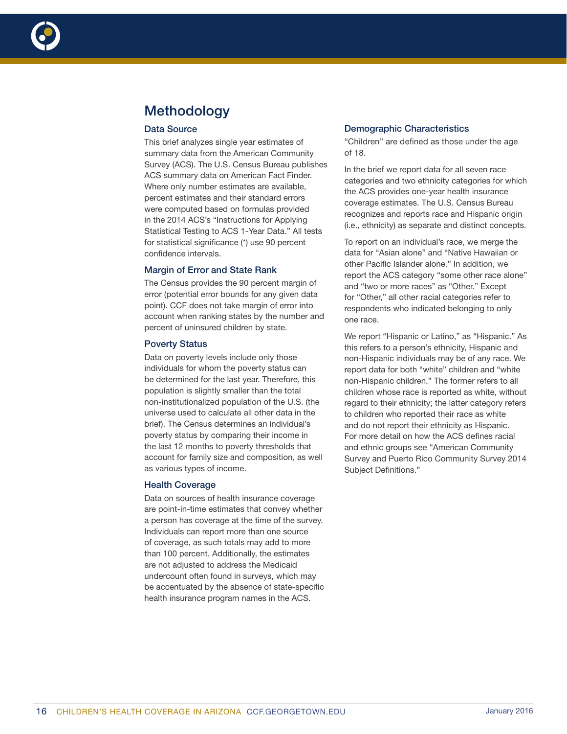# Methodology

## Data Source

This brief analyzes single year estimates of summary data from the American Community Survey (ACS). The U.S. Census Bureau publishes ACS summary data on American Fact Finder. Where only number estimates are available, percent estimates and their standard errors were computed based on formulas provided in the 2014 ACS's "Instructions for Applying Statistical Testing to ACS 1-Year Data." All tests for statistical significance (*) use 90 percent confidence intervals.

## Margin of Error and State Rank

The Census provides the 90 percent margin of error (potential error bounds for any given data point). CCF does not take margin of error into account when ranking states by the number and percent of uninsured children by state.

## Poverty Status

Data on poverty levels include only those individuals for whom the poverty status can be determined for the last year. Therefore, this population is slightly smaller than the total non-institutionalized population of the U.S. (the universe used to calculate all other data in the brief). The Census determines an individual's poverty status by comparing their income in the last 12 months to poverty thresholds that account for family size and composition, as well as various types of income.

## Health Coverage

Data on sources of health insurance coverage are point-in-time estimates that convey whether a person has coverage at the time of the survey. Individuals can report more than one source of coverage, as such totals may add to more than 100 percent. Additionally, the estimates are not adjusted to address the Medicaid undercount often found in surveys, which may be accentuated by the absence of state-specific health insurance program names in the ACS.

## Demographic Characteristics

"Children" are defined as those under the age of 18.

In the brief we report data for all seven race categories and two ethnicity categories for which the ACS provides one-year health insurance coverage estimates. The U.S. Census Bureau recognizes and reports race and Hispanic origin (i.e., ethnicity) as separate and distinct concepts.

To report on an individual's race, we merge the data for "Asian alone" and "Native Hawaiian or other Pacific Islander alone." In addition, we report the ACS category "some other race alone" and "two or more races" as "Other." Except for "Other," all other racial categories refer to respondents who indicated belonging to only one race.

We report "Hispanic or Latino," as "Hispanic." As this refers to a person's ethnicity, Hispanic and non-Hispanic individuals may be of any race. We report data for both "white" children and "white non-Hispanic children." The former refers to all children whose race is reported as white, without regard to their ethnicity; the latter category refers to children who reported their race as white and do not report their ethnicity as Hispanic. For more detail on how the ACS defines racial and ethnic groups see "American Community Survey and Puerto Rico Community Survey 2014 Subject Definitions."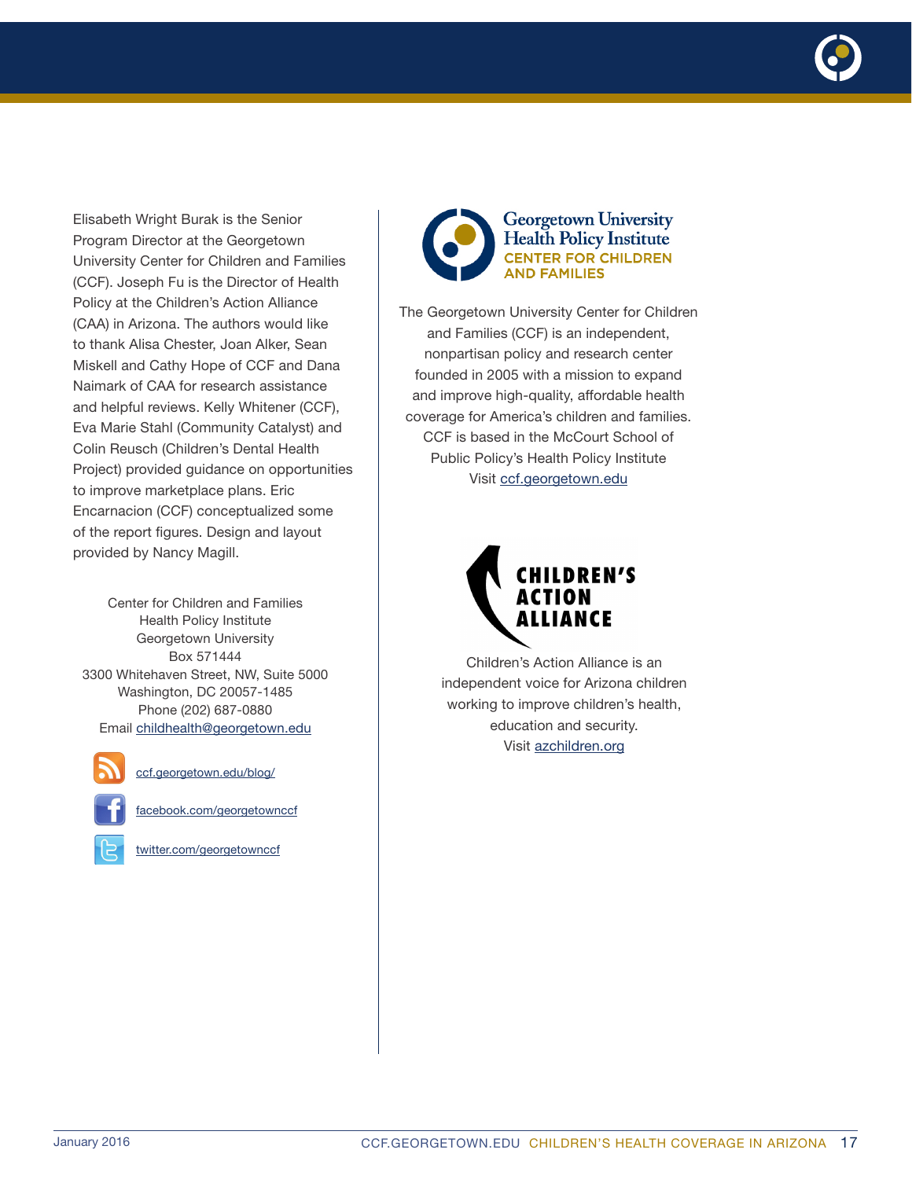Elisabeth Wright Burak is the Senior Program Director at the Georgetown University Center for Children and Families (CCF). Joseph Fu is the Director of Health Policy at the Children's Action Alliance (CAA) in Arizona. The authors would like to thank Alisa Chester, Joan Alker, Sean Miskell and Cathy Hope of CCF and Dana Naimark of CAA for research assistance and helpful reviews. Kelly Whitener (CCF), Eva Marie Stahl (Community Catalyst) and Colin Reusch (Children's Dental Health Project) provided guidance on opportunities to improve marketplace plans. Eric Encarnacion (CCF) conceptualized some of the report figures. Design and layout provided by Nancy Magill.

Center for Children and Families
Health Policy Institute
Georgetown University
Box 571444
3300 Whitehaven Street, NW, Suite 5000
Washington, DC 20057-1485
Phone (202) 687-0880
Email childhealth@georgetown.edu

ccf.georgetown.edu/blog/

facebook.com/georgetownccf

twitter.com/georgetownccf

Georgetown University Health Policy Institute
CENTER FOR CHILDREN AND FAMILIES

The Georgetown University Center for Children and Families (CCF) is an independent, nonpartisan policy and research center founded in 2005 with a mission to expand and improve high-quality, affordable health coverage for America's children and families. CCF is based in the McCourt School of Public Policy's Health Policy Institute
Visit ccf.georgetown.edu

CHILDREN'S ACTION ALLIANCE

Children's Action Alliance is an independent voice for Arizona children working to improve children's health, education and security.
Visit azchildren.org